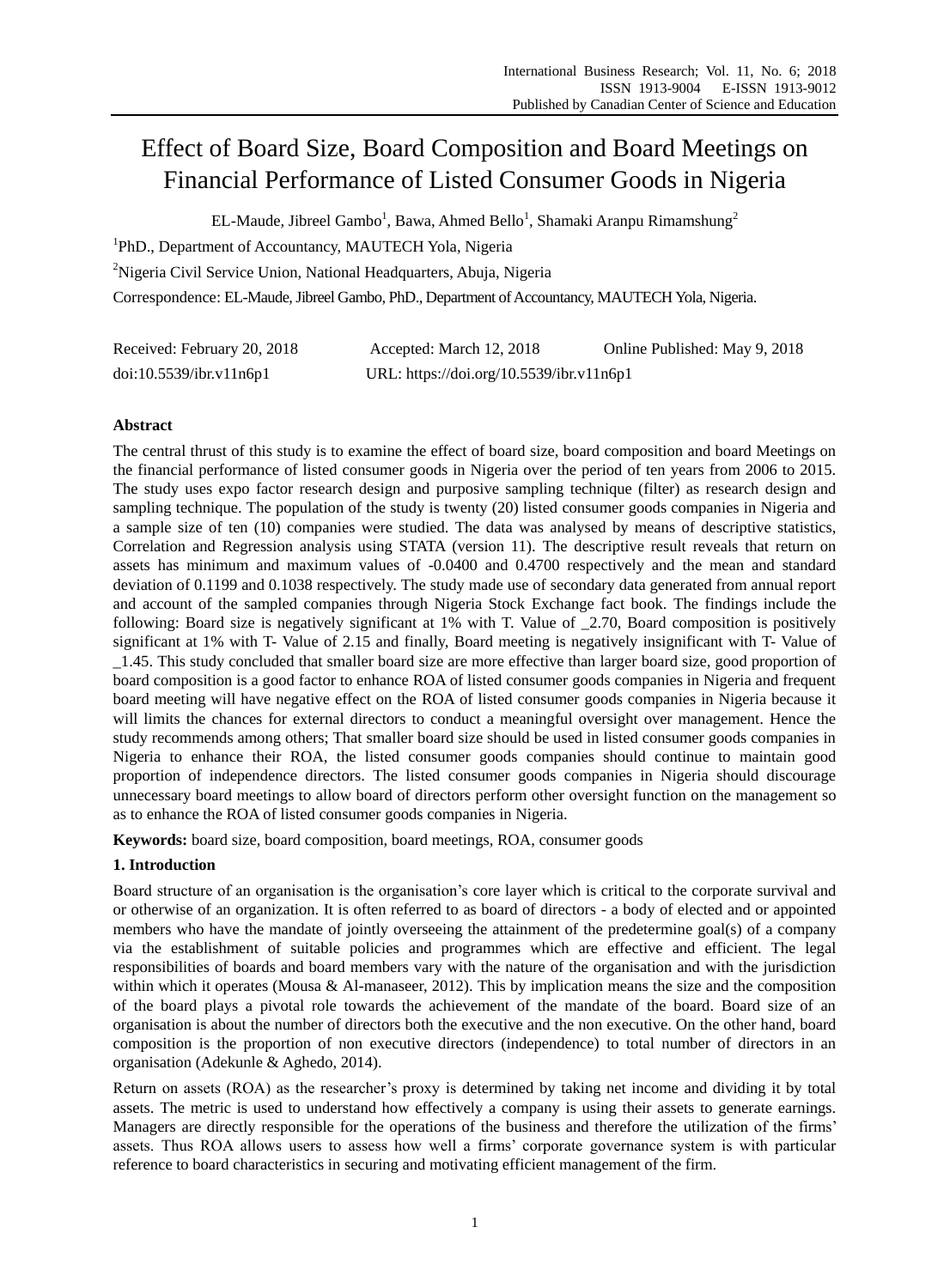# Effect of Board Size, Board Composition and Board Meetings on Financial Performance of Listed Consumer Goods in Nigeria

EL-Maude, Jibreel Gambo[1], Bawa, Ahmed Bello[1], Shamaki Aranpu Rimamshung[2]

[1]PhD., Department of Accountancy, MAUTECH Yola, Nigeria

[2]Nigeria Civil Service Union, National Headquarters, Abuja, Nigeria

Correspondence: EL-Maude, Jibreel Gambo, PhD., Department of Accountancy, MAUTECH Yola, Nigeria.

Received: February 20, 2018 Accepted: March 12, 2018 Online Published: May 9, 2018

doi:10.5539/ibr.v11n6p1 URL: https://doi.org/10.5539/ibr.v11n6p1

## Abstract

The central thrust of this study is to examine the effect of board size, board composition and board Meetings on the financial performance of listed consumer goods in Nigeria over the period of ten years from 2006 to 2015. The study uses expo factor research design and purposive sampling technique (filter) as research design and sampling technique. The population of the study is twenty (20) listed consumer goods companies in Nigeria and a sample size of ten (10) companies were studied. The data was analysed by means of descriptive statistics, Correlation and Regression analysis using STATA (version 11). The descriptive result reveals that return on assets has minimum and maximum values of -0.0400 and 0.4700 respectively and the mean and standard deviation of 0.1199 and 0.1038 respectively. The study made use of secondary data generated from annual report and account of the sampled companies through Nigeria Stock Exchange fact book. The findings include the following: Board size is negatively significant at 1% with T. Value of _2.70, Board composition is positively significant at 1% with T- Value of 2.15 and finally, Board meeting is negatively insignificant with T- Value of _1.45. This study concluded that smaller board size are more effective than larger board size, good proportion of board composition is a good factor to enhance ROA of listed consumer goods companies in Nigeria and frequent board meeting will have negative effect on the ROA of listed consumer goods companies in Nigeria because it will limits the chances for external directors to conduct a meaningful oversight over management. Hence the study recommends among others; That smaller board size should be used in listed consumer goods companies in Nigeria to enhance their ROA, the listed consumer goods companies should continue to maintain good proportion of independence directors. The listed consumer goods companies in Nigeria should discourage unnecessary board meetings to allow board of directors perform other oversight function on the management so as to enhance the ROA of listed consumer goods companies in Nigeria.

**Keywords:** board size, board composition, board meetings, ROA, consumer goods

## 1. Introduction

Board structure of an organisation is the organisation's core layer which is critical to the corporate survival and or otherwise of an organization. It is often referred to as board of directors - a body of elected and or appointed members who have the mandate of jointly overseeing the attainment of the predetermine goal(s) of a company via the establishment of suitable policies and programmes which are effective and efficient. The legal responsibilities of boards and board members vary with the nature of the organisation and with the jurisdiction within which it operates (Mousa & Al-manaseer, 2012). This by implication means the size and the composition of the board plays a pivotal role towards the achievement of the mandate of the board. Board size of an organisation is about the number of directors both the executive and the non executive. On the other hand, board composition is the proportion of non executive directors (independence) to total number of directors in an organisation (Adekunle & Aghedo, 2014).

Return on assets (ROA) as the researcher's proxy is determined by taking net income and dividing it by total assets. The metric is used to understand how effectively a company is using their assets to generate earnings. Managers are directly responsible for the operations of the business and therefore the utilization of the firms' assets. Thus ROA allows users to assess how well a firms' corporate governance system is with particular reference to board characteristics in securing and motivating efficient management of the firm.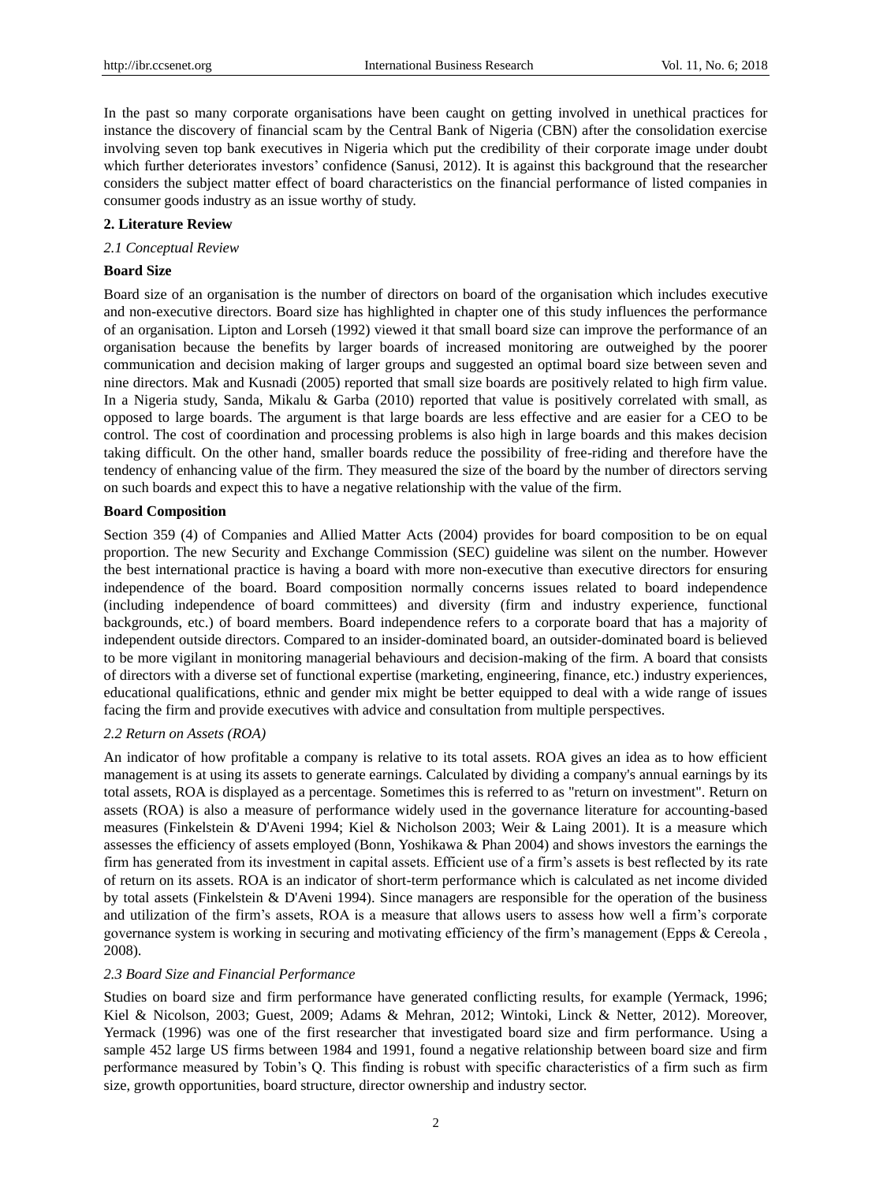In the past so many corporate organisations have been caught on getting involved in unethical practices for instance the discovery of financial scam by the Central Bank of Nigeria (CBN) after the consolidation exercise involving seven top bank executives in Nigeria which put the credibility of their corporate image under doubt which further deteriorates investors' confidence (Sanusi, 2012). It is against this background that the researcher considers the subject matter effect of board characteristics on the financial performance of listed companies in consumer goods industry as an issue worthy of study.

## 2. Literature Review

### *2.1 Conceptual Review*

**Board Size**

Board size of an organisation is the number of directors on board of the organisation which includes executive and non-executive directors. Board size has highlighted in chapter one of this study influences the performance of an organisation. Lipton and Lorseh (1992) viewed it that small board size can improve the performance of an organisation because the benefits by larger boards of increased monitoring are outweighed by the poorer communication and decision making of larger groups and suggested an optimal board size between seven and nine directors. Mak and Kusnadi (2005) reported that small size boards are positively related to high firm value. In a Nigeria study, Sanda, Mikalu & Garba (2010) reported that value is positively correlated with small, as opposed to large boards. The argument is that large boards are less effective and are easier for a CEO to be control. The cost of coordination and processing problems is also high in large boards and this makes decision taking difficult. On the other hand, smaller boards reduce the possibility of free-riding and therefore have the tendency of enhancing value of the firm. They measured the size of the board by the number of directors serving on such boards and expect this to have a negative relationship with the value of the firm.

**Board Composition**

Section 359 (4) of Companies and Allied Matter Acts (2004) provides for board composition to be on equal proportion. The new Security and Exchange Commission (SEC) guideline was silent on the number. However the best international practice is having a board with more non-executive than executive directors for ensuring independence of the board. Board composition normally concerns issues related to board independence (including independence of board committees) and diversity (firm and industry experience, functional backgrounds, etc.) of board members. Board independence refers to a corporate board that has a majority of independent outside directors. Compared to an insider-dominated board, an outsider-dominated board is believed to be more vigilant in monitoring managerial behaviours and decision-making of the firm. A board that consists of directors with a diverse set of functional expertise (marketing, engineering, finance, etc.) industry experiences, educational qualifications, ethnic and gender mix might be better equipped to deal with a wide range of issues facing the firm and provide executives with advice and consultation from multiple perspectives.

### *2.2 Return on Assets (ROA)*

An indicator of how profitable a company is relative to its total assets. ROA gives an idea as to how efficient management is at using its assets to generate earnings. Calculated by dividing a company's annual earnings by its total assets, ROA is displayed as a percentage. Sometimes this is referred to as "return on investment". Return on assets (ROA) is also a measure of performance widely used in the governance literature for accounting-based measures (Finkelstein & D'Aveni 1994; Kiel & Nicholson 2003; Weir & Laing 2001). It is a measure which assesses the efficiency of assets employed (Bonn, Yoshikawa & Phan 2004) and shows investors the earnings the firm has generated from its investment in capital assets. Efficient use of a firm's assets is best reflected by its rate of return on its assets. ROA is an indicator of short-term performance which is calculated as net income divided by total assets (Finkelstein & D'Aveni 1994). Since managers are responsible for the operation of the business and utilization of the firm's assets, ROA is a measure that allows users to assess how well a firm's corporate governance system is working in securing and motivating efficiency of the firm's management (Epps & Cereola , 2008).

### *2.3 Board Size and Financial Performance*

Studies on board size and firm performance have generated conflicting results, for example (Yermack, 1996; Kiel & Nicolson, 2003; Guest, 2009; Adams & Mehran, 2012; Wintoki, Linck & Netter, 2012). Moreover, Yermack (1996) was one of the first researcher that investigated board size and firm performance. Using a sample 452 large US firms between 1984 and 1991, found a negative relationship between board size and firm performance measured by Tobin's Q. This finding is robust with specific characteristics of a firm such as firm size, growth opportunities, board structure, director ownership and industry sector.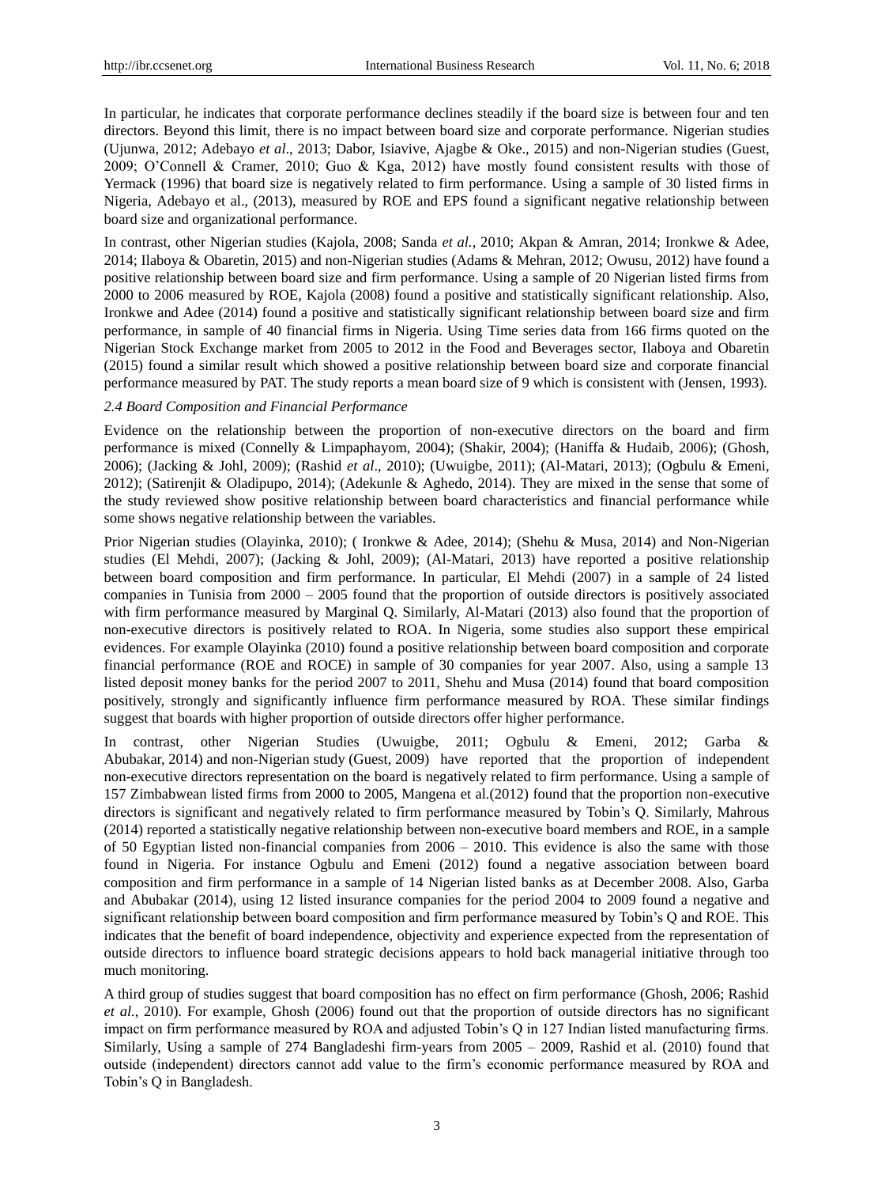In particular, he indicates that corporate performance declines steadily if the board size is between four and ten directors. Beyond this limit, there is no impact between board size and corporate performance. Nigerian studies (Ujunwa, 2012; Adebayo *et al*., 2013; Dabor, Isiavive, Ajagbe & Oke., 2015) and non-Nigerian studies (Guest, 2009; O'Connell & Cramer, 2010; Guo & Kga, 2012) have mostly found consistent results with those of Yermack (1996) that board size is negatively related to firm performance. Using a sample of 30 listed firms in Nigeria, Adebayo et al., (2013), measured by ROE and EPS found a significant negative relationship between board size and organizational performance.

In contrast, other Nigerian studies (Kajola, 2008; Sanda *et al.*, 2010; Akpan & Amran, 2014; Ironkwe & Adee, 2014; Ilaboya & Obaretin, 2015) and non-Nigerian studies (Adams & Mehran, 2012; Owusu, 2012) have found a positive relationship between board size and firm performance. Using a sample of 20 Nigerian listed firms from 2000 to 2006 measured by ROE, Kajola (2008) found a positive and statistically significant relationship. Also, Ironkwe and Adee (2014) found a positive and statistically significant relationship between board size and firm performance, in sample of 40 financial firms in Nigeria. Using Time series data from 166 firms quoted on the Nigerian Stock Exchange market from 2005 to 2012 in the Food and Beverages sector, Ilaboya and Obaretin (2015) found a similar result which showed a positive relationship between board size and corporate financial performance measured by PAT. The study reports a mean board size of 9 which is consistent with (Jensen, 1993).

### *2.4 Board Composition and Financial Performance*

Evidence on the relationship between the proportion of non-executive directors on the board and firm performance is mixed (Connelly & Limpaphayom, 2004); (Shakir, 2004); (Haniffa & Hudaib, 2006); (Ghosh, 2006); (Jacking & Johl, 2009); (Rashid *et al*., 2010); (Uwuigbe, 2011); (Al-Matari, 2013); (Ogbulu & Emeni, 2012); (Satirenjit & Oladipupo, 2014); (Adekunle & Aghedo, 2014). They are mixed in the sense that some of the study reviewed show positive relationship between board characteristics and financial performance while some shows negative relationship between the variables.

Prior Nigerian studies (Olayinka, 2010); ( Ironkwe & Adee, 2014); (Shehu & Musa, 2014) and Non-Nigerian studies (El Mehdi, 2007); (Jacking & Johl, 2009); (Al-Matari, 2013) have reported a positive relationship between board composition and firm performance. In particular, El Mehdi (2007) in a sample of 24 listed companies in Tunisia from 2000 – 2005 found that the proportion of outside directors is positively associated with firm performance measured by Marginal Q. Similarly, Al-Matari (2013) also found that the proportion of non-executive directors is positively related to ROA. In Nigeria, some studies also support these empirical evidences. For example Olayinka (2010) found a positive relationship between board composition and corporate financial performance (ROE and ROCE) in sample of 30 companies for year 2007. Also, using a sample 13 listed deposit money banks for the period 2007 to 2011, Shehu and Musa (2014) found that board composition positively, strongly and significantly influence firm performance measured by ROA. These similar findings suggest that boards with higher proportion of outside directors offer higher performance.

In contrast, other Nigerian Studies (Uwuigbe, 2011; Ogbulu & Emeni, 2012; Garba & Abubakar, 2014) and non-Nigerian study (Guest, 2009) have reported that the proportion of independent non-executive directors representation on the board is negatively related to firm performance. Using a sample of 157 Zimbabwean listed firms from 2000 to 2005, Mangena et al.(2012) found that the proportion non-executive directors is significant and negatively related to firm performance measured by Tobin's Q. Similarly, Mahrous (2014) reported a statistically negative relationship between non-executive board members and ROE, in a sample of 50 Egyptian listed non-financial companies from 2006 – 2010. This evidence is also the same with those found in Nigeria. For instance Ogbulu and Emeni (2012) found a negative association between board composition and firm performance in a sample of 14 Nigerian listed banks as at December 2008. Also, Garba and Abubakar (2014), using 12 listed insurance companies for the period 2004 to 2009 found a negative and significant relationship between board composition and firm performance measured by Tobin's Q and ROE. This indicates that the benefit of board independence, objectivity and experience expected from the representation of outside directors to influence board strategic decisions appears to hold back managerial initiative through too much monitoring.

A third group of studies suggest that board composition has no effect on firm performance (Ghosh, 2006; Rashid *et al.*, 2010). For example, Ghosh (2006) found out that the proportion of outside directors has no significant impact on firm performance measured by ROA and adjusted Tobin's Q in 127 Indian listed manufacturing firms. Similarly, Using a sample of 274 Bangladeshi firm-years from 2005 – 2009, Rashid et al. (2010) found that outside (independent) directors cannot add value to the firm's economic performance measured by ROA and Tobin's Q in Bangladesh.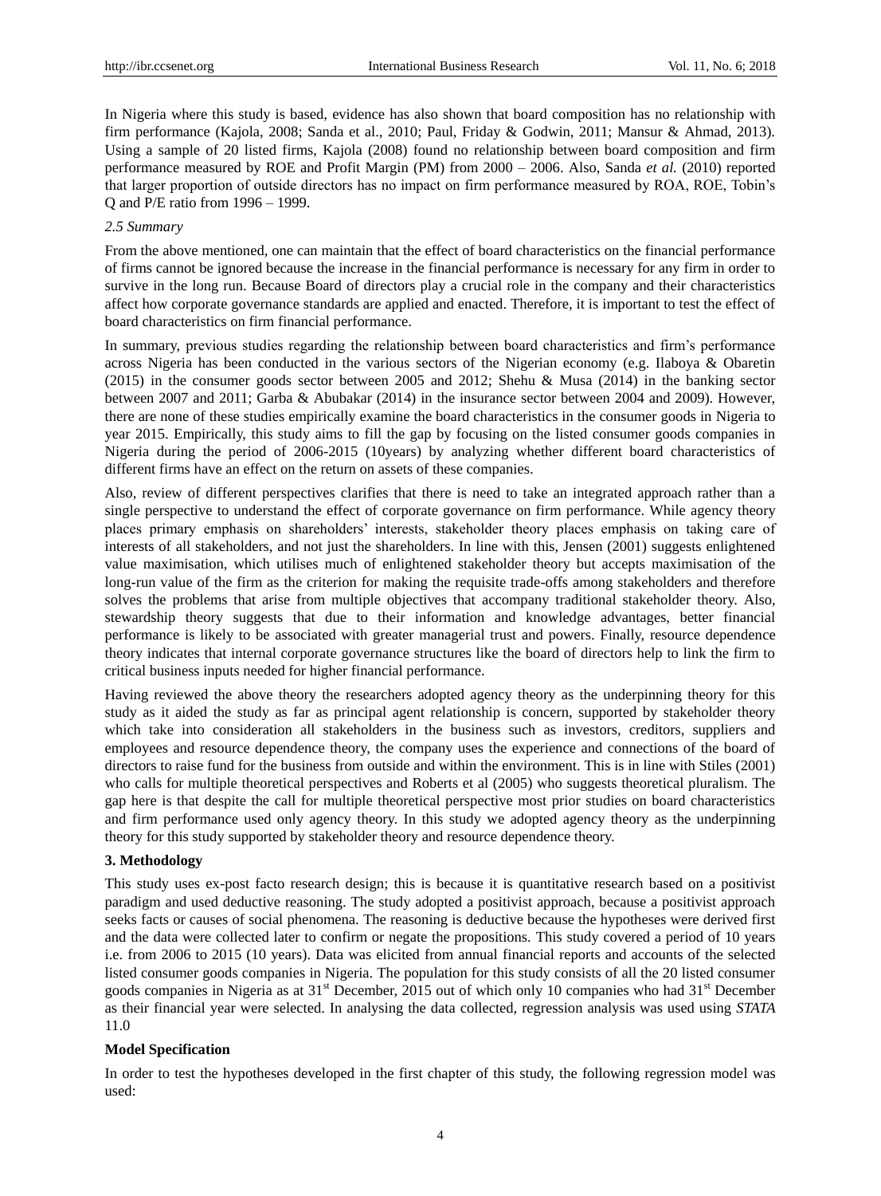In Nigeria where this study is based, evidence has also shown that board composition has no relationship with firm performance (Kajola, 2008; Sanda et al., 2010; Paul, Friday & Godwin, 2011; Mansur & Ahmad, 2013). Using a sample of 20 listed firms, Kajola (2008) found no relationship between board composition and firm performance measured by ROE and Profit Margin (PM) from 2000 – 2006. Also, Sanda *et al.* (2010) reported that larger proportion of outside directors has no impact on firm performance measured by ROA, ROE, Tobin's Q and P/E ratio from 1996 – 1999.

### *2.5 Summary*

From the above mentioned, one can maintain that the effect of board characteristics on the financial performance of firms cannot be ignored because the increase in the financial performance is necessary for any firm in order to survive in the long run. Because Board of directors play a crucial role in the company and their characteristics affect how corporate governance standards are applied and enacted. Therefore, it is important to test the effect of board characteristics on firm financial performance.

In summary, previous studies regarding the relationship between board characteristics and firm's performance across Nigeria has been conducted in the various sectors of the Nigerian economy (e.g. Ilaboya & Obaretin (2015) in the consumer goods sector between 2005 and 2012; Shehu & Musa (2014) in the banking sector between 2007 and 2011; Garba & Abubakar (2014) in the insurance sector between 2004 and 2009). However, there are none of these studies empirically examine the board characteristics in the consumer goods in Nigeria to year 2015. Empirically, this study aims to fill the gap by focusing on the listed consumer goods companies in Nigeria during the period of 2006-2015 (10years) by analyzing whether different board characteristics of different firms have an effect on the return on assets of these companies.

Also, review of different perspectives clarifies that there is need to take an integrated approach rather than a single perspective to understand the effect of corporate governance on firm performance. While agency theory places primary emphasis on shareholders' interests, stakeholder theory places emphasis on taking care of interests of all stakeholders, and not just the shareholders. In line with this, Jensen (2001) suggests enlightened value maximisation, which utilises much of enlightened stakeholder theory but accepts maximisation of the long-run value of the firm as the criterion for making the requisite trade-offs among stakeholders and therefore solves the problems that arise from multiple objectives that accompany traditional stakeholder theory. Also, stewardship theory suggests that due to their information and knowledge advantages, better financial performance is likely to be associated with greater managerial trust and powers. Finally, resource dependence theory indicates that internal corporate governance structures like the board of directors help to link the firm to critical business inputs needed for higher financial performance.

Having reviewed the above theory the researchers adopted agency theory as the underpinning theory for this study as it aided the study as far as principal agent relationship is concern, supported by stakeholder theory which take into consideration all stakeholders in the business such as investors, creditors, suppliers and employees and resource dependence theory, the company uses the experience and connections of the board of directors to raise fund for the business from outside and within the environment. This is in line with Stiles (2001) who calls for multiple theoretical perspectives and Roberts et al (2005) who suggests theoretical pluralism. The gap here is that despite the call for multiple theoretical perspective most prior studies on board characteristics and firm performance used only agency theory. In this study we adopted agency theory as the underpinning theory for this study supported by stakeholder theory and resource dependence theory.

## 3. Methodology

This study uses ex-post facto research design; this is because it is quantitative research based on a positivist paradigm and used deductive reasoning. The study adopted a positivist approach, because a positivist approach seeks facts or causes of social phenomena. The reasoning is deductive because the hypotheses were derived first and the data were collected later to confirm or negate the propositions. This study covered a period of 10 years i.e. from 2006 to 2015 (10 years). Data was elicited from annual financial reports and accounts of the selected listed consumer goods companies in Nigeria. The population for this study consists of all the 20 listed consumer goods companies in Nigeria as at 31st December, 2015 out of which only 10 companies who had 31st December as their financial year were selected. In analysing the data collected, regression analysis was used using *STATA* 11.0

### Model Specification

In order to test the hypotheses developed in the first chapter of this study, the following regression model was used: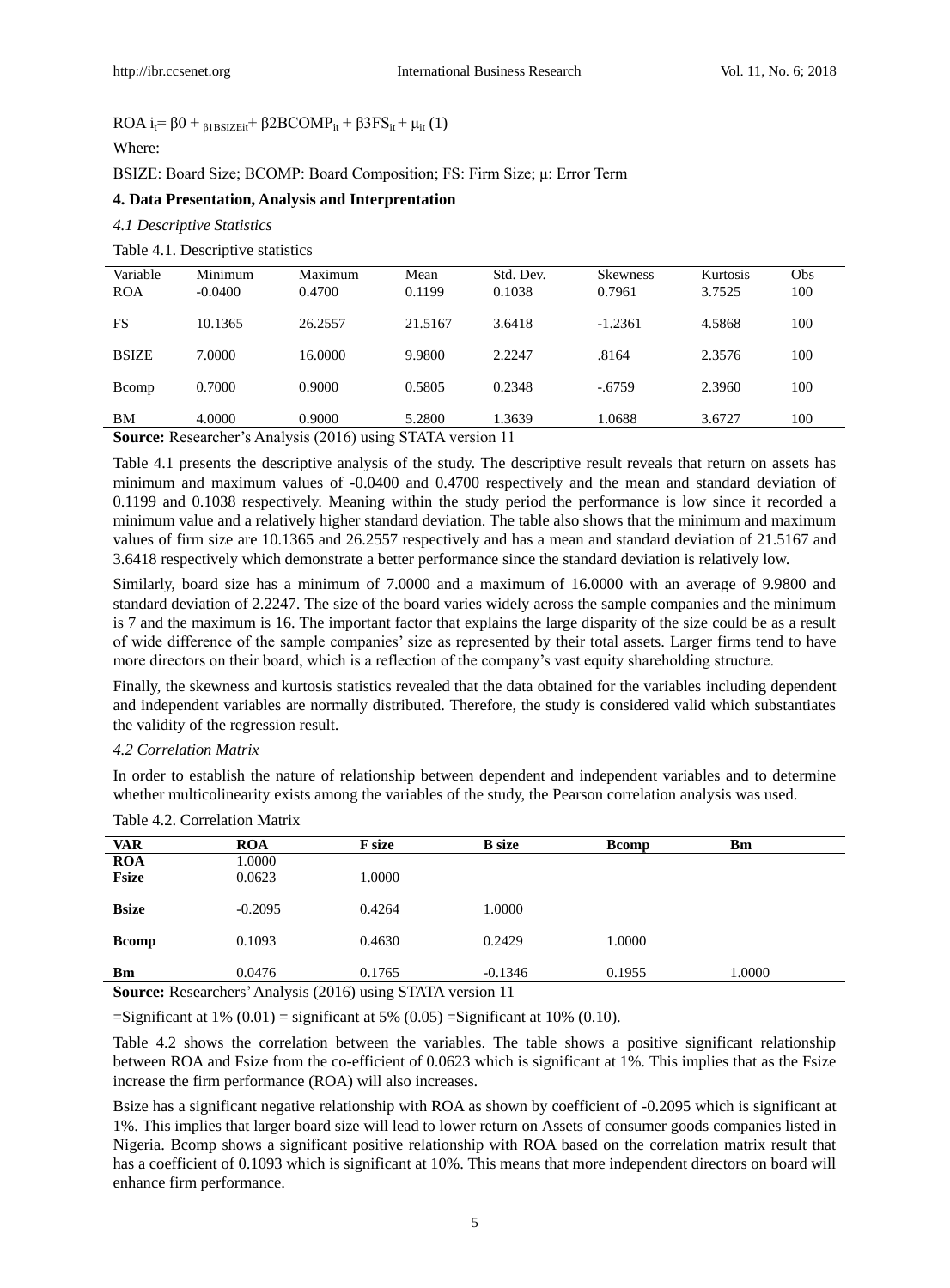$$ROA\ i_t = \beta 0 + _{\beta 1BSIZEit} + \beta 2BCOMP_{it} + \beta 3FS_{it} + \mu_{it}\ (1)$$

Where:

BSIZE: Board Size; BCOMP: Board Composition; FS: Firm Size; μ: Error Term

**4. Data Presentation, Analysis and Interprentation**

*4.1 Descriptive Statistics*

Table 4.1. Descriptive statistics

| Variable | Minimum | Maximum | Mean | Std. Dev. | Skewness | Kurtosis | Obs |
|---|---|---|---|---|---|---|---|
| ROA | -0.0400 | 0.4700 | 0.1199 | 0.1038 | 0.7961 | 3.7525 | 100 |
| FS | 10.1365 | 26.2557 | 21.5167 | 3.6418 | -1.2361 | 4.5868 | 100 |
| BSIZE | 7.0000 | 16.0000 | 9.9800 | 2.2247 | .8164 | 2.3576 | 100 |
| Bcomp | 0.7000 | 0.9000 | 0.5805 | 0.2348 | -.6759 | 2.3960 | 100 |
| BM | 4.0000 | 0.9000 | 5.2800 | 1.3639 | 1.0688 | 3.6727 | 100 |

**Source:** Researcher's Analysis (2016) using STATA version 11

Table 4.1 presents the descriptive analysis of the study. The descriptive result reveals that return on assets has minimum and maximum values of -0.0400 and 0.4700 respectively and the mean and standard deviation of 0.1199 and 0.1038 respectively. Meaning within the study period the performance is low since it recorded a minimum value and a relatively higher standard deviation. The table also shows that the minimum and maximum values of firm size are 10.1365 and 26.2557 respectively and has a mean and standard deviation of 21.5167 and 3.6418 respectively which demonstrate a better performance since the standard deviation is relatively low.

Similarly, board size has a minimum of 7.0000 and a maximum of 16.0000 with an average of 9.9800 and standard deviation of 2.2247. The size of the board varies widely across the sample companies and the minimum is 7 and the maximum is 16. The important factor that explains the large disparity of the size could be as a result of wide difference of the sample companies' size as represented by their total assets. Larger firms tend to have more directors on their board, which is a reflection of the company's vast equity shareholding structure.

Finally, the skewness and kurtosis statistics revealed that the data obtained for the variables including dependent and independent variables are normally distributed. Therefore, the study is considered valid which substantiates the validity of the regression result.

*4.2 Correlation Matrix*

In order to establish the nature of relationship between dependent and independent variables and to determine whether multicolinearity exists among the variables of the study, the Pearson correlation analysis was used.

Table 4.2. Correlation Matrix

| **VAR** | **ROA** | **F size** | **B size** | **Bcomp** | **Bm** |
|---|---|---|---|---|---|
| **ROA** | 1.0000 | | | | |
| **Fsize** | 0.0623 | 1.0000 | | | |
| **Bsize** | -0.2095 | 0.4264 | 1.0000 | | |
| **Bcomp** | 0.1093 | 0.4630 | 0.2429 | 1.0000 | |
| **Bm** | 0.0476 | 0.1765 | -0.1346 | 0.1955 | 1.0000 |

**Source:** Researchers' Analysis (2016) using STATA version 11

=Significant at 1% (0.01) = significant at 5% (0.05) =Significant at 10% (0.10).

Table 4.2 shows the correlation between the variables. The table shows a positive significant relationship between ROA and Fsize from the co-efficient of 0.0623 which is significant at 1%. This implies that as the Fsize increase the firm performance (ROA) will also increases.

Bsize has a significant negative relationship with ROA as shown by coefficient of -0.2095 which is significant at 1%. This implies that larger board size will lead to lower return on Assets of consumer goods companies listed in Nigeria. Bcomp shows a significant positive relationship with ROA based on the correlation matrix result that has a coefficient of 0.1093 which is significant at 10%. This means that more independent directors on board will enhance firm performance.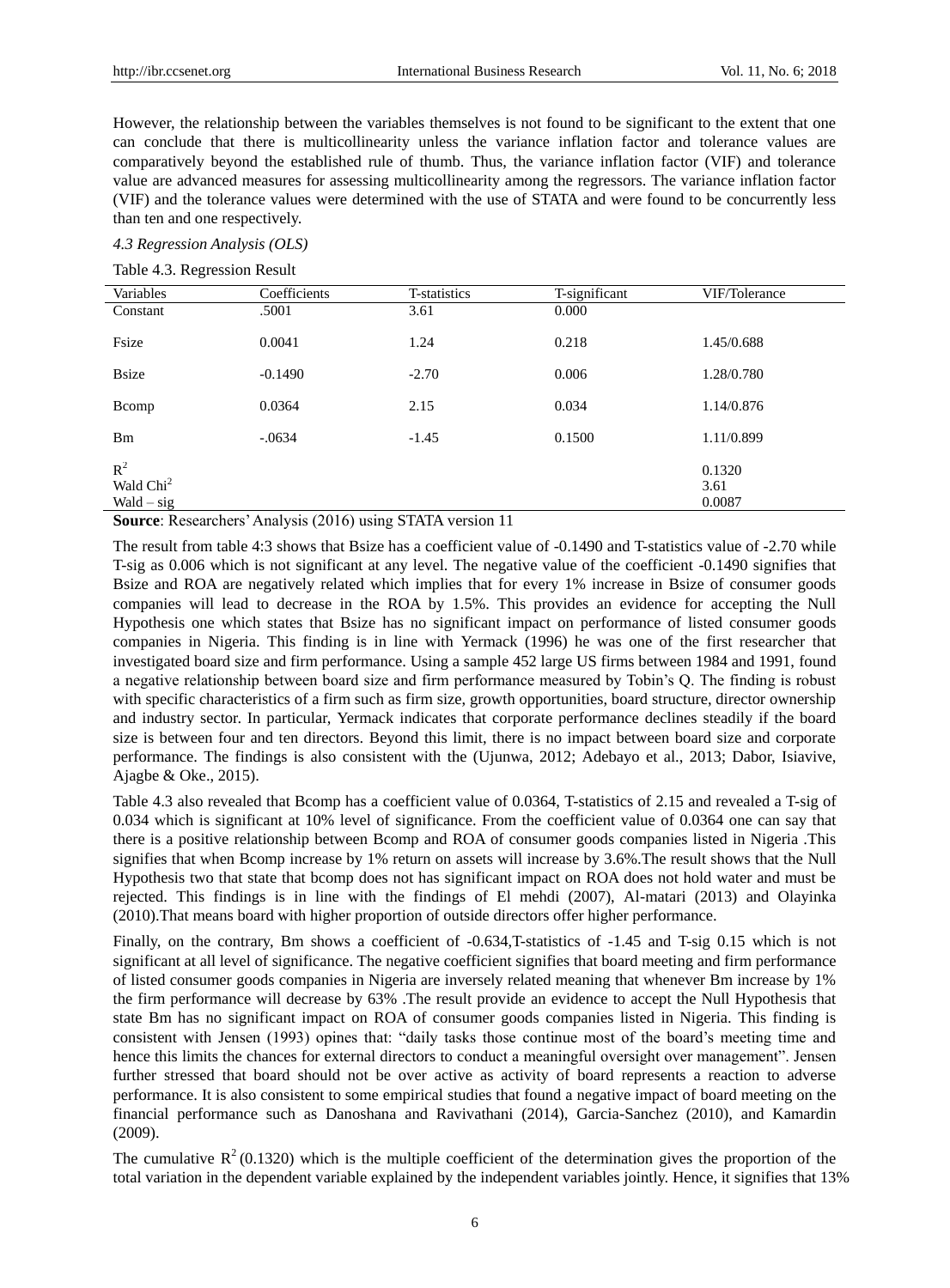However, the relationship between the variables themselves is not found to be significant to the extent that one can conclude that there is multicollinearity unless the variance inflation factor and tolerance values are comparatively beyond the established rule of thumb. Thus, the variance inflation factor (VIF) and tolerance value are advanced measures for assessing multicollinearity among the regressors. The variance inflation factor (VIF) and the tolerance values were determined with the use of STATA and were found to be concurrently less than ten and one respectively.

*4.3 Regression Analysis (OLS)*

Table 4.3. Regression Result

| Variables | Coefficients | T-statistics | T-significant | VIF/Tolerance |
|---|---|---|---|---|
| Constant | .5001 | 3.61 | 0.000 | |
| Fsize | 0.0041 | 1.24 | 0.218 | 1.45/0.688 |
| Bsize | -0.1490 | -2.70 | 0.006 | 1.28/0.780 |
| Bcomp | 0.0364 | 2.15 | 0.034 | 1.14/0.876 |
| Bm | -.0634 | -1.45 | 0.1500 | 1.11/0.899 |
| $R^2$ | | | | 0.1320 |
| Wald $Chi^2$ | | | | 3.61 |
| Wald – sig | | | | 0.0087 |

**Source**: Researchers' Analysis (2016) using STATA version 11

The result from table 4:3 shows that Bsize has a coefficient value of -0.1490 and T-statistics value of -2.70 while T-sig as 0.006 which is not significant at any level. The negative value of the coefficient -0.1490 signifies that Bsize and ROA are negatively related which implies that for every 1% increase in Bsize of consumer goods companies will lead to decrease in the ROA by 1.5%. This provides an evidence for accepting the Null Hypothesis one which states that Bsize has no significant impact on performance of listed consumer goods companies in Nigeria. This finding is in line with Yermack (1996) he was one of the first researcher that investigated board size and firm performance. Using a sample 452 large US firms between 1984 and 1991, found a negative relationship between board size and firm performance measured by Tobin's Q. The finding is robust with specific characteristics of a firm such as firm size, growth opportunities, board structure, director ownership and industry sector. In particular, Yermack indicates that corporate performance declines steadily if the board size is between four and ten directors. Beyond this limit, there is no impact between board size and corporate performance. The findings is also consistent with the (Ujunwa, 2012; Adebayo et al., 2013; Dabor, Isiavive, Ajagbe & Oke., 2015).

Table 4.3 also revealed that Bcomp has a coefficient value of 0.0364, T-statistics of 2.15 and revealed a T-sig of 0.034 which is significant at 10% level of significance. From the coefficient value of 0.0364 one can say that there is a positive relationship between Bcomp and ROA of consumer goods companies listed in Nigeria .This signifies that when Bcomp increase by 1% return on assets will increase by 3.6%.The result shows that the Null Hypothesis two that state that bcomp does not has significant impact on ROA does not hold water and must be rejected. This findings is in line with the findings of El mehdi (2007), Al-matari (2013) and Olayinka (2010).That means board with higher proportion of outside directors offer higher performance.

Finally, on the contrary, Bm shows a coefficient of -0.634,T-statistics of -1.45 and T-sig 0.15 which is not significant at all level of significance. The negative coefficient signifies that board meeting and firm performance of listed consumer goods companies in Nigeria are inversely related meaning that whenever Bm increase by 1% the firm performance will decrease by 63% .The result provide an evidence to accept the Null Hypothesis that state Bm has no significant impact on ROA of consumer goods companies listed in Nigeria. This finding is consistent with Jensen (1993) opines that: "daily tasks those continue most of the board's meeting time and hence this limits the chances for external directors to conduct a meaningful oversight over management". Jensen further stressed that board should not be over active as activity of board represents a reaction to adverse performance. It is also consistent to some empirical studies that found a negative impact of board meeting on the financial performance such as Danoshana and Ravivathani (2014), Garcia-Sanchez (2010), and Kamardin (2009).

The cumulative $R^2$ (0.1320) which is the multiple coefficient of the determination gives the proportion of the total variation in the dependent variable explained by the independent variables jointly. Hence, it signifies that 13%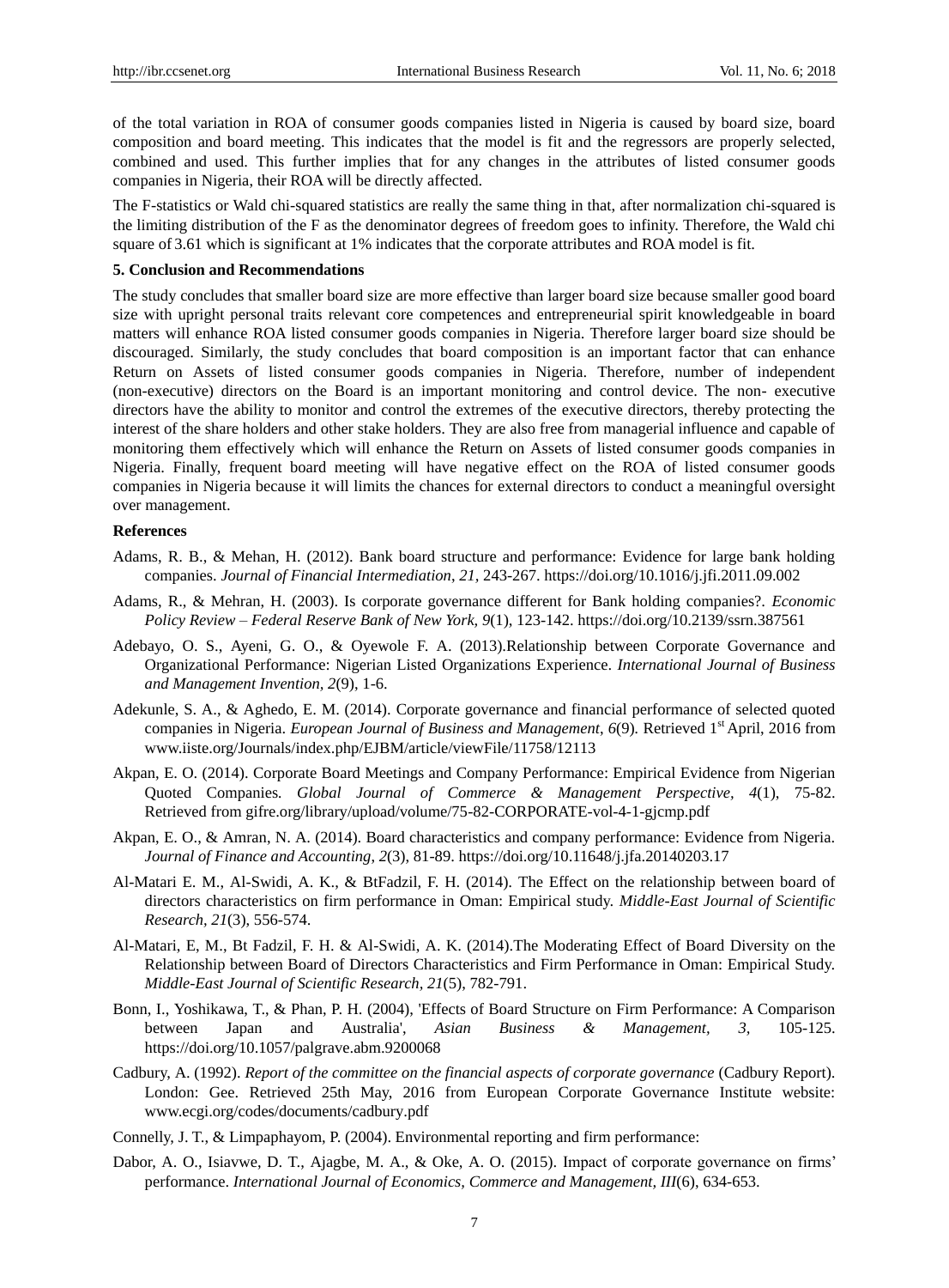of the total variation in ROA of consumer goods companies listed in Nigeria is caused by board size, board composition and board meeting. This indicates that the model is fit and the regressors are properly selected, combined and used. This further implies that for any changes in the attributes of listed consumer goods companies in Nigeria, their ROA will be directly affected.

The F-statistics or Wald chi-squared statistics are really the same thing in that, after normalization chi-squared is the limiting distribution of the F as the denominator degrees of freedom goes to infinity. Therefore, the Wald chi square of 3.61 which is significant at 1% indicates that the corporate attributes and ROA model is fit.

## 5. Conclusion and Recommendations

The study concludes that smaller board size are more effective than larger board size because smaller good board size with upright personal traits relevant core competences and entrepreneurial spirit knowledgeable in board matters will enhance ROA listed consumer goods companies in Nigeria. Therefore larger board size should be discouraged. Similarly, the study concludes that board composition is an important factor that can enhance Return on Assets of listed consumer goods companies in Nigeria. Therefore, number of independent (non-executive) directors on the Board is an important monitoring and control device. The non- executive directors have the ability to monitor and control the extremes of the executive directors, thereby protecting the interest of the share holders and other stake holders. They are also free from managerial influence and capable of monitoring them effectively which will enhance the Return on Assets of listed consumer goods companies in Nigeria. Finally, frequent board meeting will have negative effect on the ROA of listed consumer goods companies in Nigeria because it will limits the chances for external directors to conduct a meaningful oversight over management.

## References

Adams, R. B., & Mehan, H. (2012). Bank board structure and performance: Evidence for large bank holding companies. *Journal of Financial Intermediation*, *21,* 243-267. https://doi.org/10.1016/j.jfi.2011.09.002

Adams, R., & Mehran, H. (2003). Is corporate governance different for Bank holding companies?. *Economic Policy Review – Federal Reserve Bank of New York, 9*(1), 123-142. https://doi.org/10.2139/ssrn.387561

Adebayo, O. S., Ayeni, G. O., & Oyewole F. A. (2013).Relationship between Corporate Governance and Organizational Performance: Nigerian Listed Organizations Experience. *International Journal of Business and Management Invention, 2*(9), 1-6.

Adekunle, S. A., & Aghedo, E. M. (2014). Corporate governance and financial performance of selected quoted companies in Nigeria. *European Journal of Business and Management*, *6*(9). Retrieved 1st April, 2016 from www.iiste.org/Journals/index.php/EJBM/article/viewFile/11758/12113

Akpan, E. O. (2014). Corporate Board Meetings and Company Performance: Empirical Evidence from Nigerian Quoted Companies*. Global Journal of Commerce & Management Perspective, 4*(1), 75-82. Retrieved from gifre.org/library/upload/volume/75-82-CORPORATE-vol-4-1-gjcmp.pdf

Akpan, E. O., & Amran, N. A. (2014). Board characteristics and company performance: Evidence from Nigeria. *Journal of Finance and Accounting*, *2*(3), 81-89. https://doi.org/10.11648/j.jfa.20140203.17

Al-Matari E. M., Al-Swidi, A. K., & BtFadzil, F. H. (2014). The Effect on the relationship between board of directors characteristics on firm performance in Oman: Empirical study. *Middle-East Journal of Scientific Research, 21*(3), 556-574.

Al-Matari, E, M., Bt Fadzil, F. H. & Al-Swidi, A. K. (2014).The Moderating Effect of Board Diversity on the Relationship between Board of Directors Characteristics and Firm Performance in Oman: Empirical Study. *Middle-East Journal of Scientific Research*, *21*(5), 782-791.

Bonn, I., Yoshikawa, T., & Phan, P. H. (2004), 'Effects of Board Structure on Firm Performance: A Comparison between Japan and Australia', *Asian Business & Management, 3,* 105-125. https://doi.org/10.1057/palgrave.abm.9200068

Cadbury, A. (1992). *Report of the committee on the financial aspects of corporate governance* (Cadbury Report). London: Gee. Retrieved 25th May, 2016 from European Corporate Governance Institute website: www.ecgi.org/codes/documents/cadbury.pdf

Connelly, J. T., & Limpaphayom, P. (2004). Environmental reporting and firm performance:

Dabor, A. O., Isiavwe, D. T., Ajagbe, M. A., & Oke, A. O. (2015). Impact of corporate governance on firms' performance. *International Journal of Economics, Commerce and Management, III*(6), 634-653.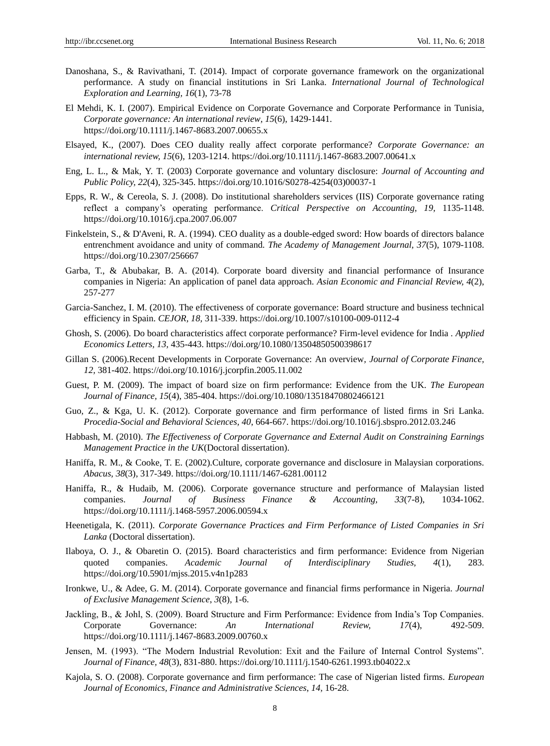Danoshana, S., & Ravivathani, T. (2014). Impact of corporate governance framework on the organizational performance. A study on financial institutions in Sri Lanka. *International Journal of Technological Exploration and Learning, 16*(1), 73-78

El Mehdi, K. I. (2007). Empirical Evidence on Corporate Governance and Corporate Performance in Tunisia, *Corporate governance: An international review, 15*(6), 1429-1441. https://doi.org/10.1111/j.1467-8683.2007.00655.x

Elsayed, K., (2007). Does CEO duality really affect corporate performance? *Corporate Governance: an international review, 15*(6), 1203-1214. https://doi.org/10.1111/j.1467-8683.2007.00641.x

Eng, L. L., & Mak, Y. T. (2003) Corporate governance and voluntary disclosure: *Journal of Accounting and Public Policy, 22*(4), 325-345. https://doi.org/10.1016/S0278-4254(03)00037-1

Epps, R. W., & Cereola, S. J. (2008). Do institutional shareholders services (IIS) Corporate governance rating reflect a company's operating performance. *Critical Perspective on Accounting, 19*, 1135-1148. https://doi.org/10.1016/j.cpa.2007.06.007

Finkelstein, S., & D'Aveni, R. A. (1994). CEO duality as a double-edged sword: How boards of directors balance entrenchment avoidance and unity of command. *The Academy of Management Journal, 37*(5), 1079-1108. https://doi.org/10.2307/256667

Garba, T., & Abubakar, B. A. (2014). Corporate board diversity and financial performance of Insurance companies in Nigeria: An application of panel data approach. *Asian Economic and Financial Review, 4*(2), 257-277

Garcia-Sanchez, I. M. (2010). The effectiveness of corporate governance: Board structure and business technical efficiency in Spain. *CEJOR, 18*, 311-339. https://doi.org/10.1007/s10100-009-0112-4

Ghosh, S. (2006). Do board characteristics affect corporate performance? Firm-level evidence for India . *Applied Economics Letters, 13*, 435-443. https://doi.org/10.1080/13504850500398617

Gillan S. (2006).Recent Developments in Corporate Governance: An overview, *Journal of Corporate Finance, 12*, 381-402. https://doi.org/10.1016/j.jcorpfin.2005.11.002

Guest, P. M. (2009). The impact of board size on firm performance: Evidence from the UK. *The European Journal of Finance, 15*(4), 385-404. https://doi.org/10.1080/13518470802466121

Guo, Z., & Kga, U. K. (2012). Corporate governance and firm performance of listed firms in Sri Lanka. *Procedia-Social and Behavioral Sciences, 40*, 664-667. https://doi.org/10.1016/j.sbspro.2012.03.246

Habbash, M. (2010). *The Effectiveness of Corporate Governance and External Audit on Constraining Earnings Management Practice in the UK*(Doctoral dissertation).

Haniffa, R. M., & Cooke, T. E. (2002).Culture, corporate governance and disclosure in Malaysian corporations. *Abacus, 38*(3), 317-349. https://doi.org/10.1111/1467-6281.00112

Haniffa, R., & Hudaib, M. (2006). Corporate governance structure and performance of Malaysian listed companies. *Journal of Business Finance & Accounting, 33*(7-8), 1034-1062. https://doi.org/10.1111/j.1468-5957.2006.00594.x

Heenetigala, K. (2011). *Corporate Governance Practices and Firm Performance of Listed Companies in Sri Lanka* (Doctoral dissertation).

Ilaboya, O. J., & Obaretin O. (2015). Board characteristics and firm performance: Evidence from Nigerian quoted companies. *Academic Journal of Interdisciplinary Studies, 4*(1), 283. https://doi.org/10.5901/mjss.2015.v4n1p283

Ironkwe, U., & Adee, G. M. (2014). Corporate governance and financial firms performance in Nigeria. *Journal of Exclusive Management Science, 3*(8), 1-6.

Jackling, B., & Johl, S. (2009). Board Structure and Firm Performance: Evidence from India's Top Companies. Corporate Governance: *An International Review, 17*(4), 492-509. https://doi.org/10.1111/j.1467-8683.2009.00760.x

Jensen, M. (1993). "The Modern Industrial Revolution: Exit and the Failure of Internal Control Systems". *Journal of Finance, 48*(3), 831-880. https://doi.org/10.1111/j.1540-6261.1993.tb04022.x

Kajola, S. O. (2008). Corporate governance and firm performance: The case of Nigerian listed firms. *European Journal of Economics, Finance and Administrative Sciences, 14*, 16-28.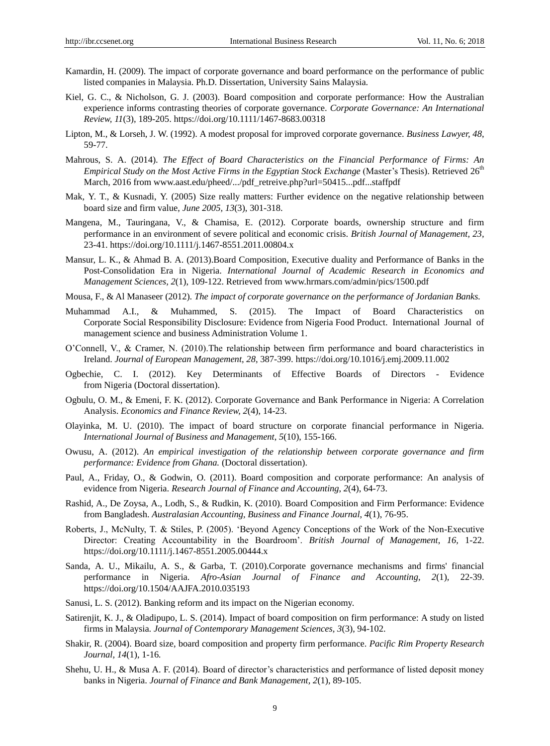Kamardin, H. (2009). The impact of corporate governance and board performance on the performance of public listed companies in Malaysia. Ph.D. Dissertation, University Sains Malaysia.

Kiel, G. C., & Nicholson, G. J. (2003). Board composition and corporate performance: How the Australian experience informs contrasting theories of corporate governance. *Corporate Governance: An International Review, 11*(3), 189-205. https://doi.org/10.1111/1467-8683.00318

Lipton, M., & Lorseh, J. W. (1992). A modest proposal for improved corporate governance. *Business Lawyer, 48*, 59-77.

Mahrous, S. A. (2014). *The Effect of Board Characteristics on the Financial Performance of Firms: An Empirical Study on the Most Active Firms in the Egyptian Stock Exchange* (Master's Thesis). Retrieved 26th March, 2016 from www.aast.edu/pheed/.../pdf_retreive.php?url=50415...pdf...staffpdf

Mak, Y. T., & Kusnadi, Y. (2005) Size really matters: Further evidence on the negative relationship between board size and firm value, *June 2005, 13*(3), 301-318.

Mangena, M., Tauringana, V., & Chamisa, E. (2012). Corporate boards, ownership structure and firm performance in an environment of severe political and economic crisis. *British Journal of Management, 23*, 23-41. https://doi.org/10.1111/j.1467-8551.2011.00804.x

Mansur, L. K., & Ahmad B. A. (2013).Board Composition, Executive duality and Performance of Banks in the Post-Consolidation Era in Nigeria. *International Journal of Academic Research in Economics and Management Sciences, 2*(1), 109-122. Retrieved from www.hrmars.com/admin/pics/1500.pdf

Mousa, F., & Al Manaseer (2012). *The impact of corporate governance on the performance of Jordanian Banks.*

Muhammad A.I., & Muhammed, S. (2015). The Impact of Board Characteristics on Corporate Social Responsibility Disclosure: Evidence from Nigeria Food Product. International Journal of management science and business Administration Volume 1.

O'Connell, V., & Cramer, N. (2010).The relationship between firm performance and board characteristics in Ireland. *Journal of European Management, 28*, 387-399. https://doi.org/10.1016/j.emj.2009.11.002

Ogbechie, C. I. (2012). Key Determinants of Effective Boards of Directors - Evidence from Nigeria (Doctoral dissertation).

Ogbulu, O. M., & Emeni, F. K. (2012). Corporate Governance and Bank Performance in Nigeria: A Correlation Analysis. *Economics and Finance Review, 2*(4), 14-23.

Olayinka, M. U. (2010). The impact of board structure on corporate financial performance in Nigeria. *International Journal of Business and Management, 5*(10), 155-166.

Owusu, A. (2012). *An empirical investigation of the relationship between corporate governance and firm performance: Evidence from Ghana.* (Doctoral dissertation).

Paul, A., Friday, O., & Godwin, O. (2011). Board composition and corporate performance: An analysis of evidence from Nigeria. *Research Journal of Finance and Accounting, 2*(4), 64-73.

Rashid, A., De Zoysa, A., Lodh, S., & Rudkin, K. (2010). Board Composition and Firm Performance: Evidence from Bangladesh. *Australasian Accounting, Business and Finance Journal, 4*(1), 76-95.

Roberts, J., McNulty, T. & Stiles, P. (2005). 'Beyond Agency Conceptions of the Work of the Non-Executive Director: Creating Accountability in the Boardroom'. *British Journal of Management, 16*, 1-22. https://doi.org/10.1111/j.1467-8551.2005.00444.x

Sanda, A. U., Mikailu, A. S., & Garba, T. (2010).Corporate governance mechanisms and firms' financial performance in Nigeria. *Afro-Asian Journal of Finance and Accounting, 2*(1), 22-39. https://doi.org/10.1504/AAJFA.2010.035193

Sanusi, L. S. (2012). Banking reform and its impact on the Nigerian economy.

Satirenjit, K. J., & Oladipupo, L. S. (2014). Impact of board composition on firm performance: A study on listed firms in Malaysia. *Journal of Contemporary Management Sciences, 3*(3), 94-102.

Shakir, R. (2004). Board size, board composition and property firm performance. *Pacific Rim Property Research Journal, 14*(1), 1-16.

Shehu, U. H., & Musa A. F. (2014). Board of director's characteristics and performance of listed deposit money banks in Nigeria. *Journal of Finance and Bank Management, 2*(1), 89-105.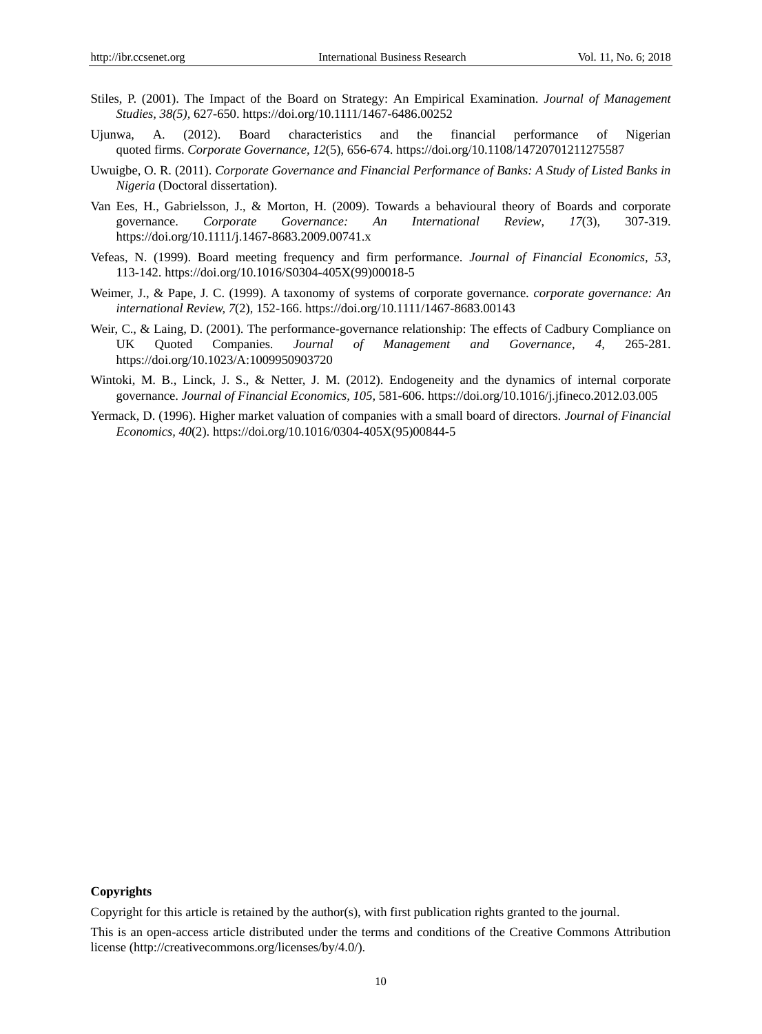Stiles, P. (2001). The Impact of the Board on Strategy: An Empirical Examination. *Journal of Management Studies, 38(5),* 627-650. https://doi.org/10.1111/1467-6486.00252

Ujunwa, A. (2012). Board characteristics and the financial performance of Nigerian quoted firms. *Corporate Governance, 12*(5), 656-674. https://doi.org/10.1108/14720701211275587

Uwuigbe, O. R. (2011). *Corporate Governance and Financial Performance of Banks: A Study of Listed Banks in Nigeria* (Doctoral dissertation).

Van Ees, H., Gabrielsson, J., & Morton, H. (2009). Towards a behavioural theory of Boards and corporate governance. *Corporate Governance: An International Review, 17*(3), 307-319. https://doi.org/10.1111/j.1467-8683.2009.00741.x

Vefeas, N. (1999). Board meeting frequency and firm performance. *Journal of Financial Economics, 53,* 113-142. https://doi.org/10.1016/S0304-405X(99)00018-5

Weimer, J., & Pape, J. C. (1999). A taxonomy of systems of corporate governance. *corporate governance: An international Review, 7*(2), 152-166. https://doi.org/10.1111/1467-8683.00143

Weir, C., & Laing, D. (2001). The performance-governance relationship: The effects of Cadbury Compliance on UK Quoted Companies. *Journal of Management and Governance, 4,* 265-281. https://doi.org/10.1023/A:1009950903720

Wintoki, M. B., Linck, J. S., & Netter, J. M. (2012). Endogeneity and the dynamics of internal corporate governance. *Journal of Financial Economics, 105,* 581-606. https://doi.org/10.1016/j.jfineco.2012.03.005

Yermack, D. (1996). Higher market valuation of companies with a small board of directors. *Journal of Financial Economics, 40*(2). https://doi.org/10.1016/0304-405X(95)00844-5

**Copyrights**

Copyright for this article is retained by the author(s), with first publication rights granted to the journal.

This is an open-access article distributed under the terms and conditions of the Creative Commons Attribution license (http://creativecommons.org/licenses/by/4.0/).